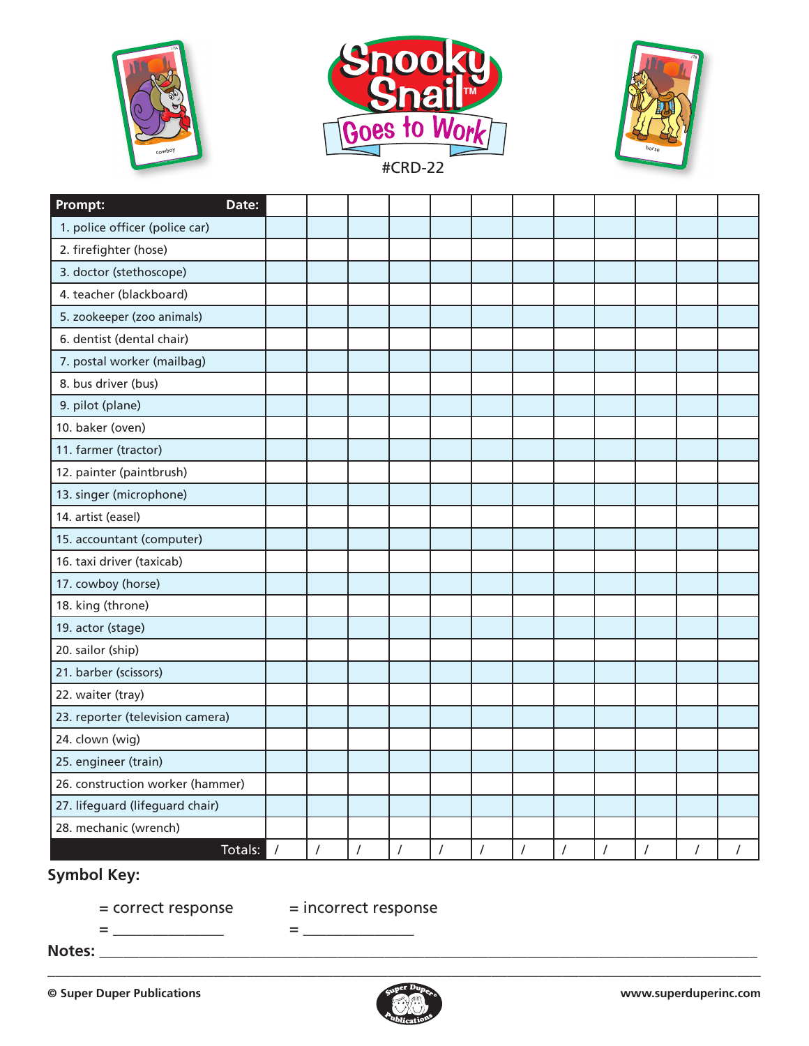# Snooky Snail™ Goes to Work

#CRD-22

| Prompt: Date: | | | | | | | | | | | | |
|---|---|---|---|---|---|---|---|---|---|---|---|---|
| 1. police officer (police car) | | | | | | | | | | | | |
| 2. firefighter (hose) | | | | | | | | | | | | |
| 3. doctor (stethoscope) | | | | | | | | | | | | |
| 4. teacher (blackboard) | | | | | | | | | | | | |
| 5. zookeeper (zoo animals) | | | | | | | | | | | | |
| 6. dentist (dental chair) | | | | | | | | | | | | |
| 7. postal worker (mailbag) | | | | | | | | | | | | |
| 8. bus driver (bus) | | | | | | | | | | | | |
| 9. pilot (plane) | | | | | | | | | | | | |
| 10. baker (oven) | | | | | | | | | | | | |
| 11. farmer (tractor) | | | | | | | | | | | | |
| 12. painter (paintbrush) | | | | | | | | | | | | |
| 13. singer (microphone) | | | | | | | | | | | | |
| 14. artist (easel) | | | | | | | | | | | | |
| 15. accountant (computer) | | | | | | | | | | | | |
| 16. taxi driver (taxicab) | | | | | | | | | | | | |
| 17. cowboy (horse) | | | | | | | | | | | | |
| 18. king (throne) | | | | | | | | | | | | |
| 19. actor (stage) | | | | | | | | | | | | |
| 20. sailor (ship) | | | | | | | | | | | | |
| 21. barber (scissors) | | | | | | | | | | | | |
| 22. waiter (tray) | | | | | | | | | | | | |
| 23. reporter (television camera) | | | | | | | | | | | | |
| 24. clown (wig) | | | | | | | | | | | | |
| 25. engineer (train) | | | | | | | | | | | | |
| 26. construction worker (hammer) | | | | | | | | | | | | |
| 27. lifeguard (lifeguard chair) | | | | | | | | | | | | |
| 28. mechanic (wrench) | | | | | | | | | | | | |
| Totals: | / | / | / | / | / | / | / | / | / | / | / | / |

**Symbol Key:**

= correct response = incorrect response

= _______________ = _______________

**Notes:** ________________________________________________________________________________

________________________________________________________________________________________

**© Super Duper Publications** **www.superduperinc.com**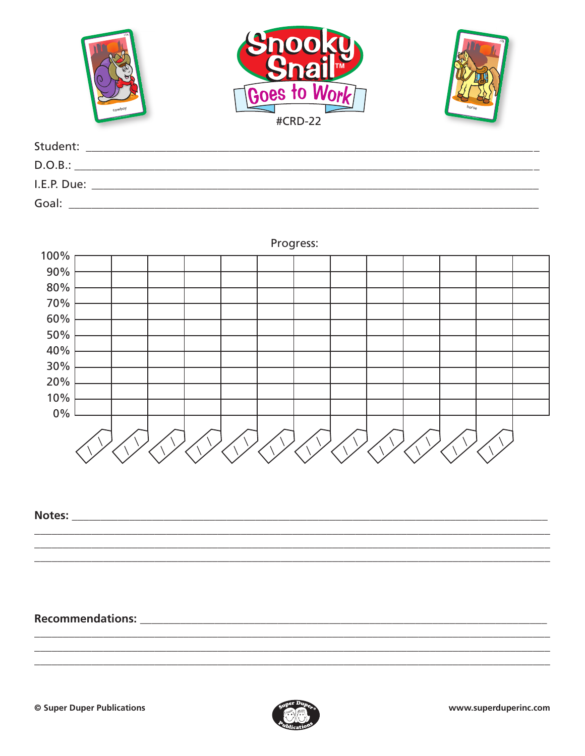# Snooky Snail™ Goes to Work

#CRD-22

Student: ______________________________

D.O.B.: ______________________________

I.E.P. Due: ______________________________

Goal: ______________________________

Progress:

100%
90%
80%
70%
60%
50%
40%
30%
20%
10%
0%

**Notes:** ______________________________

______________________________

______________________________

______________________________

**Recommendations:** ______________________________

______________________________

______________________________

______________________________

**© Super Duper Publications**

**www.superduperinc.com**